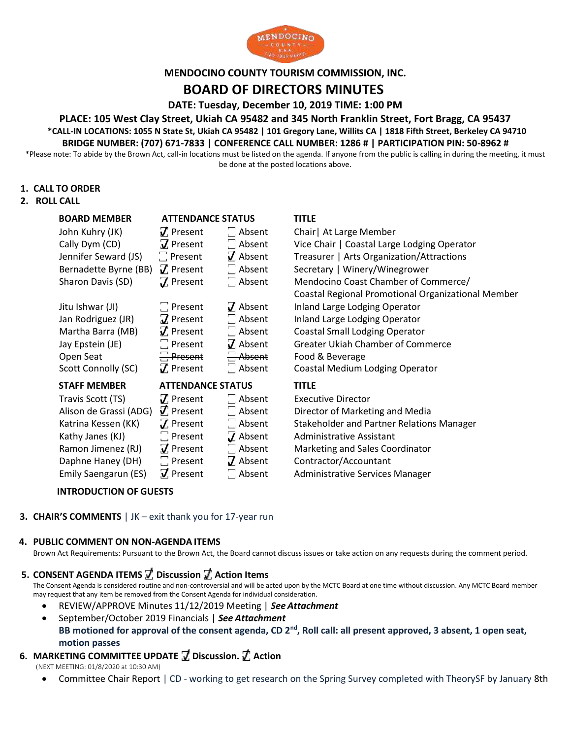# MENDOCINO COUNTY TOURISM COMMISSION, INC.

## BOARD OF DIRECTORS MINUTES

**DATE: Tuesday, December 10, 2019 TIME: 1:00 PM**

**PLACE: 105 West Clay Street, Ukiah CA 95482 and 345 North Franklin Street, Fort Bragg, CA 95437**

**\*CALL-IN LOCATIONS: 1055 N State St, Ukiah CA 95482 | 101 Gregory Lane, Willits CA | 1818 Fifth Street, Berkeley CA 94710**

**BRIDGE NUMBER: (707) 671-7833 | CONFERENCE CALL NUMBER: 1286 # | PARTICIPATION PIN: 50-8962 #**

\*Please note: To abide by the Brown Act, call-in locations must be listed on the agenda. If anyone from the public is calling in during the meeting, it must be done at the posted locations above.

1. **CALL TO ORDER**
2. **ROLL CALL**

| BOARD MEMBER | ATTENDANCE STATUS | | TITLE |
|---|---|---|---|
| John Kuhry (JK) | ☑ Present | ☐ Absent | Chair\| At Large Member |
| Cally Dym (CD) | ☑ Present | ☐ Absent | Vice Chair \| Coastal Large Lodging Operator |
| Jennifer Seward (JS) | ☐ Present | ☑ Absent | Treasurer \| Arts Organization/Attractions |
| Bernadette Byrne (BB) | ☑ Present | ☐ Absent | Secretary \| Winery/Winegrower |
| Sharon Davis (SD) | ☑ Present | ☐ Absent | Mendocino Coast Chamber of Commerce/ Coastal Regional Promotional Organizational Member |
| Jitu Ishwar (JI) | ☐ Present | ☑ Absent | Inland Large Lodging Operator |
| Jan Rodriguez (JR) | ☑ Present | ☐ Absent | Inland Large Lodging Operator |
| Martha Barra (MB) | ☑ Present | ☐ Absent | Coastal Small Lodging Operator |
| Jay Epstein (JE) | ☐ Present | ☑ Absent | Greater Ukiah Chamber of Commerce |
| Open Seat | ~~☐ Present~~ | ~~☐ Absent~~ | Food & Beverage |
| Scott Connolly (SC) | ☑ Present | ☐ Absent | Coastal Medium Lodging Operator |

| STAFF MEMBER | ATTENDANCE STATUS | | TITLE |
|---|---|---|---|
| Travis Scott (TS) | ☑ Present | ☐ Absent | Executive Director |
| Alison de Grassi (ADG) | ☑ Present | ☐ Absent | Director of Marketing and Media |
| Katrina Kessen (KK) | ☑ Present | ☐ Absent | Stakeholder and Partner Relations Manager |
| Kathy Janes (KJ) | ☐ Present | ☑ Absent | Administrative Assistant |
| Ramon Jimenez (RJ) | ☑ Present | ☐ Absent | Marketing and Sales Coordinator |
| Daphne Haney (DH) | ☐ Present | ☑ Absent | Contractor/Accountant |
| Emily Saengarun (ES) | ☑ Present | ☐ Absent | Administrative Services Manager |

**INTRODUCTION OF GUESTS**

3. **CHAIR'S COMMENTS** | JK – exit thank you for 17-year run

4. **PUBLIC COMMENT ON NON-AGENDA ITEMS**
   Brown Act Requirements: Pursuant to the Brown Act, the Board cannot discuss issues or take action on any requests during the comment period.

5. **CONSENT AGENDA ITEMS ☑ Discussion ☑ Action Items**
   The Consent Agenda is considered routine and non-controversial and will be acted upon by the MCTC Board at one time without discussion. Any MCTC Board member may request that any item be removed from the Consent Agenda for individual consideration.
   - REVIEW/APPROVE Minutes 11/12/2019 Meeting | ***See Attachment***
   - September/October 2019 Financials | ***See Attachment***
     **BB motioned for approval of the consent agenda, CD 2nd, Roll call: all present approved, 3 absent, 1 open seat, motion passes**

6. **MARKETING COMMITTEE UPDATE ☑ Discussion. ☑ Action**
   (NEXT MEETING: 01/8/2020 at 10:30 AM)
   - Committee Chair Report | CD - working to get research on the Spring Survey completed with TheorySF by January 8th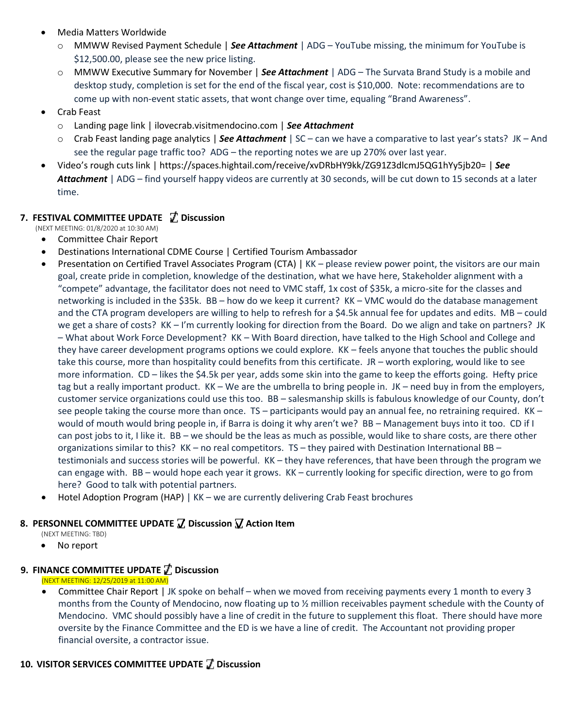- Media Matters Worldwide
  - MMWW Revised Payment Schedule | ***See Attachment*** | ADG – YouTube missing, the minimum for YouTube is $12,500.00, please see the new price listing.
  - MMWW Executive Summary for November | ***See Attachment*** | ADG – The Survata Brand Study is a mobile and desktop study, completion is set for the end of the fiscal year, cost is $10,000. Note: recommendations are to come up with non-event static assets, that wont change over time, equaling "Brand Awareness".
- Crab Feast
  - Landing page link | ilovecrab.visitmendocino.com | ***See Attachment***
  - Crab Feast landing page analytics | ***See Attachment*** | SC – can we have a comparative to last year's stats? JK – And see the regular page traffic too? ADG – the reporting notes we are up 270% over last year.
- Video's rough cuts link | https://spaces.hightail.com/receive/xvDRbHY9kk/ZG91Z3dlcmJ5QG1hYy5jb20= | ***See Attachment*** | ADG – find yourself happy videos are currently at 30 seconds, will be cut down to 15 seconds at a later time.

## 7. FESTIVAL COMMITTEE UPDATE ☑ Discussion

(NEXT MEETING: 01/8/2020 at 10:30 AM)

- Committee Chair Report
- Destinations International CDME Course | Certified Tourism Ambassador
- Presentation on Certified Travel Associates Program (CTA) | KK – please review power point, the visitors are our main goal, create pride in completion, knowledge of the destination, what we have here, Stakeholder alignment with a "compete" advantage, the facilitator does not need to VMC staff, 1x cost of $35k, a micro-site for the classes and networking is included in the $35k. BB – how do we keep it current? KK – VMC would do the database management and the CTA program developers are willing to help to refresh for a $4.5k annual fee for updates and edits. MB – could we get a share of costs? KK – I'm currently looking for direction from the Board. Do we align and take on partners? JK – What about Work Force Development? KK – With Board direction, have talked to the High School and College and they have career development programs options we could explore. KK – feels anyone that touches the public should take this course, more than hospitality could benefits from this certificate. JR – worth exploring, would like to see more information. CD – likes the $4.5k per year, adds some skin into the game to keep the efforts going. Hefty price tag but a really important product. KK – We are the umbrella to bring people in. JK – need buy in from the employers, customer service organizations could use this too. BB – salesmanship skills is fabulous knowledge of our County, don't see people taking the course more than once. TS – participants would pay an annual fee, no retraining required. KK – would of mouth would bring people in, if Barra is doing it why aren't we? BB – Management buys into it too. CD if I can post jobs to it, I like it. BB – we should be the leas as much as possible, would like to share costs, are there other organizations similar to this? KK – no real competitors. TS – they paired with Destination International BB – testimonials and success stories will be powerful. KK – they have references, that have been through the program we can engage with. BB – would hope each year it grows. KK – currently looking for specific direction, were to go from here? Good to talk with potential partners.
- Hotel Adoption Program (HAP) | KK – we are currently delivering Crab Feast brochures

## 8. PERSONNEL COMMITTEE UPDATE ☑ Discussion ☑ Action Item

(NEXT MEETING: TBD)

- No report

## 9. FINANCE COMMITTEE UPDATE ☑ Discussion

(NEXT MEETING: 12/25/2019 at 11:00 AM)

- Committee Chair Report | JK spoke on behalf – when we moved from receiving payments every 1 month to every 3 months from the County of Mendocino, now floating up to ½ million receivables payment schedule with the County of Mendocino. VMC should possibly have a line of credit in the future to supplement this float. There should have more oversite by the Finance Committee and the ED is we have a line of credit. The Accountant not providing proper financial oversite, a contractor issue.

## 10. VISITOR SERVICES COMMITTEE UPDATE ☑ Discussion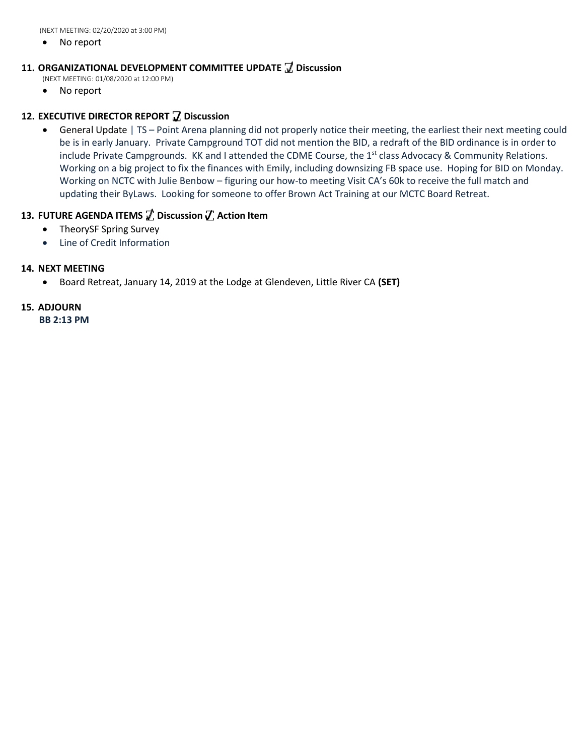(NEXT MEETING: 02/20/2020 at 3:00 PM)

- No report

## 11. ORGANIZATIONAL DEVELOPMENT COMMITTEE UPDATE ☑ Discussion

(NEXT MEETING: 01/08/2020 at 12:00 PM)

- No report

## 12. EXECUTIVE DIRECTOR REPORT ☑ Discussion

- General Update | TS – Point Arena planning did not properly notice their meeting, the earliest their next meeting could be is in early January. Private Campground TOT did not mention the BID, a redraft of the BID ordinance is in order to include Private Campgrounds. KK and I attended the CDME Course, the 1st class Advocacy & Community Relations. Working on a big project to fix the finances with Emily, including downsizing FB space use. Hoping for BID on Monday. Working on NCTC with Julie Benbow – figuring our how-to meeting Visit CA's 60k to receive the full match and updating their ByLaws. Looking for someone to offer Brown Act Training at our MCTC Board Retreat.

## 13. FUTURE AGENDA ITEMS ☑ Discussion ☑ Action Item

- TheorySF Spring Survey
- Line of Credit Information

## 14. NEXT MEETING

- Board Retreat, January 14, 2019 at the Lodge at Glendeven, Little River CA **(SET)**

## 15. ADJOURN

**BB 2:13 PM**